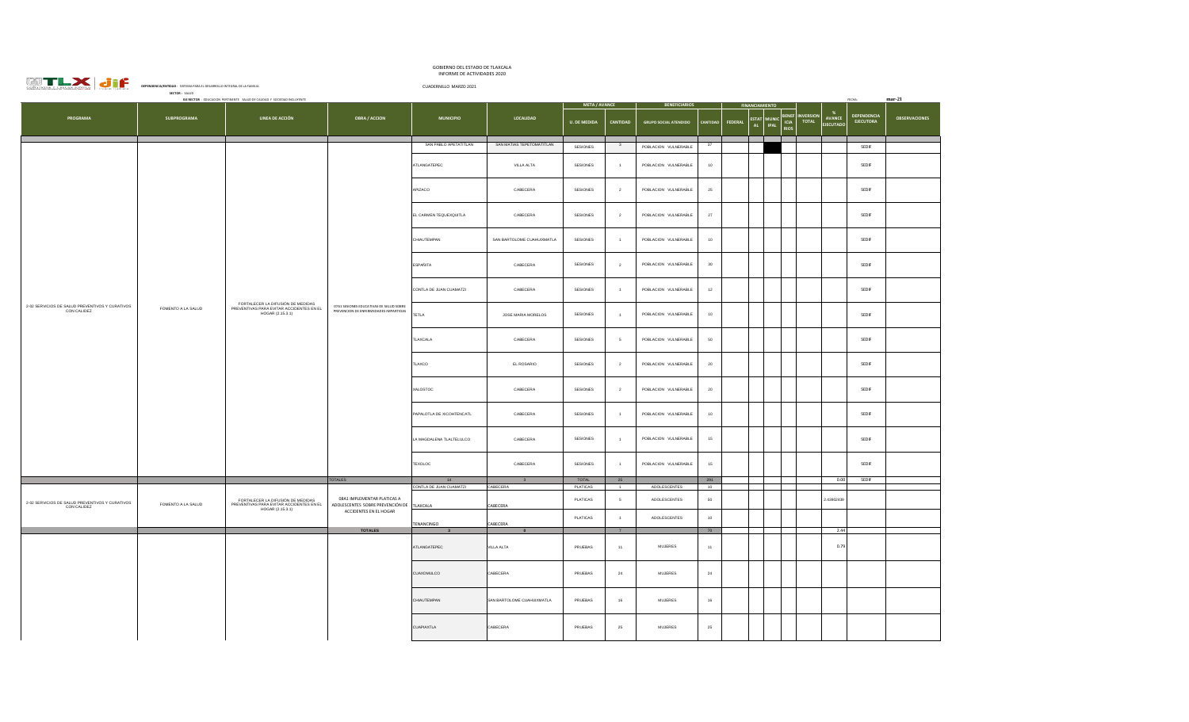GOBIERNO DEL ESTADO DE TLAXCALA
INFORME DE ACTIVIDADES 2020

DEPENDENCIA/ENTIDAD: SISTEMA PARA EL DESARROLLO INTEGRAL DE LA FAMILIA

CUADERNILLO MARZO 2021

SECTOR: SALUD

SUB SECTOR: EDUCACIÓN PERTINENTE, SALUD DE CALIDAD Y SOCIEDAD INCLUYENTE

FECHA: mar-21

| PROGRAMA | SUBPROGRAMA | LINEA DE ACCIÓN | OBRA / ACCION | MUNICIPIO | LOCALIDAD | META / AVANCE U. DE MEDIDA | META / AVANCE CANTIDAD | BENEFICIARIOS GRUPO SOCIAL ATENDIDO | BENEFICIARIOS CANTIDAD | FINANCIAMIENTO FEDERAL | FINANCIAMIENTO ESTATAL | FINANCIAMIENTO MUNICIPAL | FINANCIAMIENTO BENEFICIARIOS | INVERSION TOTAL | % AVANCE EJECUTADO | DEPENDENCIA EJECUTORA | OBSERVACIONES |
|---|---|---|---|---|---|---|---|---|---|---|---|---|---|---|---|---|---|
| 2-02 SERVICIOS DE SALUD PREVENTIVOS Y CURATIVOS CON CALIDEZ | FOMENTO A LA SALUD | FORTALECER LA DIFUSIÓN DE MEDIDAS PREVENTIVAS PARA EVITAR ACCIDENTES EN EL HOGAR (2.15.3.1) | 07A1 SESIONES EDUCATIVAS DE SALUD SOBRE PREVENCION DE ENFERMEDADES INFANTILES | SAN PABLO APETATITLAN | SAN MATIAS TEPETOMATITLAN | SESIONES | 3 | POBLACION VULNERABLE | 37 | | | | | | | SEDIF | |
| | | | | ATLANGATEPEC | VILLA ALTA | SESIONES | 1 | POBLACION VULNERABLE | 10 | | | | | | | SEDIF | |
| | | | | APIZACO | CABECERA | SESIONES | 2 | POBLACION VULNERABLE | 25 | | | | | | | SEDIF | |
| | | | | EL CARMEN TEQUEXQUITLA | CABECERA | SESIONES | 2 | POBLACION VULNERABLE | 27 | | | | | | | SEDIF | |
| | | | | CHIAUTEMPAN | SAN BARTOLOME CUAHUIXMATLA | SESIONES | 1 | POBLACION VULNERABLE | 10 | | | | | | | SEDIF | |
| | | | | ESPAÑITA | CABECERA | SESIONES | 2 | POBLACION VULNERABLE | 30 | | | | | | | SEDIF | |
| | | | | CONTLA DE JUAN CUAMATZI | CABECERA | SESIONES | 1 | POBLACION VULNERABLE | 12 | | | | | | | SEDIF | |
| | | | | TETLA | JOSE MARIA MORELOS | SESIONES | 1 | POBLACION VULNERABLE | 10 | | | | | | | SEDIF | |
| | | | | TLAXCALA | CABECERA | SESIONES | 5 | POBLACION VULNERABLE | 50 | | | | | | | SEDIF | |
| | | | | TLAXCO | EL ROSARIO | SESIONES | 2 | POBLACION VULNERABLE | 20 | | | | | | | SEDIF | |
| | | | | XALOSTOC | CABECERA | SESIONES | 2 | POBLACION VULNERABLE | 20 | | | | | | | SEDIF | |
| | | | | PAPALOTLA DE XICOHTENCATL | CABECERA | SESIONES | 1 | POBLACION VULNERABLE | 10 | | | | | | | SEDIF | |
| | | | | LA MAGDALENA TLALTELULCO | CABECERA | SESIONES | 1 | POBLACION VULNERABLE | 15 | | | | | | | SEDIF | |
| | | | | TEXOLOC | CABECERA | SESIONES | 1 | POBLACION VULNERABLE | 15 | | | | | | | SEDIF | |
| | | | TOTALES | 14 | 3 | TOTAL | 25 | | 291 | | | | | | 0.00 | SEDIF | |
| 2-02 SERVICIOS DE SALUD PREVENTIVOS Y CURATIVOS CON CALIDEZ | FOMENTO A LA SALUD | FORTALECER LA DIFUSIÓN DE MEDIDAS PREVENTIVAS PARA EVITAR ACCIDENTES EN EL HOGAR (2.15.3.1) | 08A1 IMPLEMENTAR PLATICAS A ADOLESCENTES SOBRE PREVENCIÓN DE ACCIDENTES EN EL HOGAR | CONTLA DE JUAN CUAMATZI | CABECERA | PLATICAS | 1 | ADOLESCENTES | 10 | | | | | | | | |
| | | | | TLAXCALA | CABECERA | PLATICAS | 5 | ADOLESCENTES | 50 | | | | | | 2.43902439 | | |
| | | | | TENANCINGO | CABECERA | PLATICAS | 1 | ADOLESCENTES | 10 | | | | | | | | |
| | | | TOTALES | 3 | 3 | | 7 | | 70 | | | | | | 2.44 | | |
| | | | | ATLANGATEPEC | VILLA ALTA | PRUEBAS | 11 | MUJERES | 11 | | | | | | 0.79 | | |
| | | | | CUAXOMULCO | CABECERA | PRUEBAS | 24 | MUJERES | 24 | | | | | | | | |
| | | | | CHIAUTEMPAN | SAN BARTOLOME CUAHUIXMATLA | PRUEBAS | 16 | MUJERES | 16 | | | | | | | | |
| | | | | CUAPIAXTLA | CABECERA | PRUEBAS | 25 | MUJERES | 25 | | | | | | | | |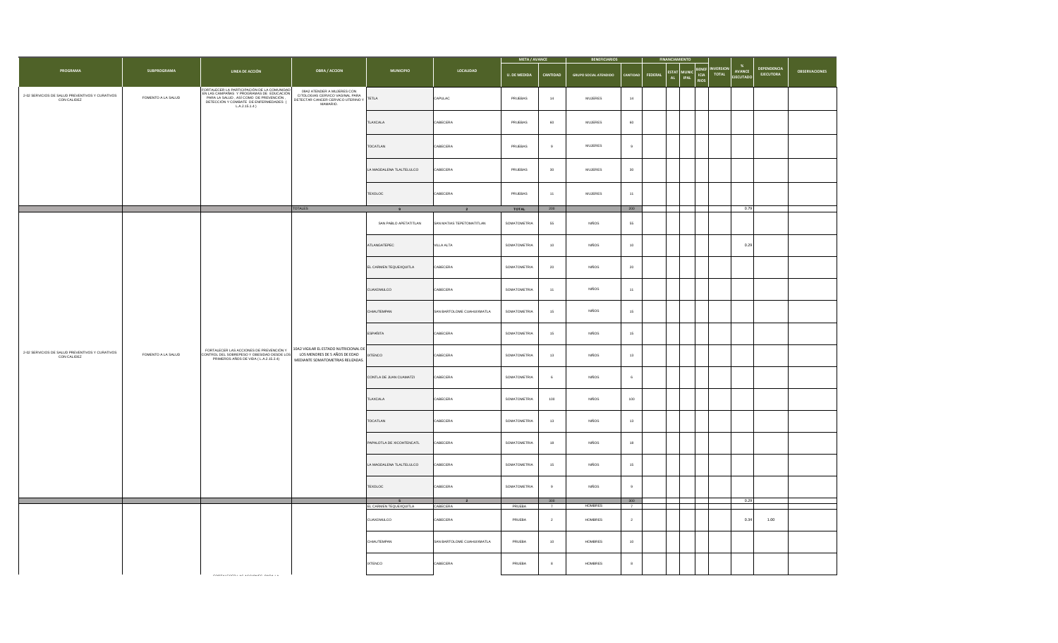| PROGRAMA | SUBPROGRAMA | LINEA DE ACCIÓN | OBRA / ACCION | MUNICIPIO | LOCALIDAD | META / AVANCE | | BENEFICIARIOS | | FINANCIAMIENTO | | | | INVERSION TOTAL | % AVANCE EJECUTADO | DEPENDENCIA EJECUTORA | OBSERVACIONES |
|---|---|---|---|---|---|---|---|---|---|---|---|---|---|---|---|---|---|
| | | | | | | U. DE MEDIDA | CANTIDAD | GRUPO SOCIAL ATENDIDO | CANTIDAD | FEDERAL | ESTATAL | MUNICIPAL | BENEFICIARIOS | | | | |
| 2-02 SERVICIOS DE SALUD PREVENTIVOS Y CURATIVOS CON CALIDEZ | FOMENTO A LA SALUD | FORTALECER LA PARTICIPACIÓN DE LA COMUNIDAD EN LAS CAMPAÑAS Y PROGRAMAS DE EDUCACIÓN PARA LA SALUD, ASÍ COMO DE PREVENCIÓN, DETECCIÓN Y COMBATE DE ENFERMEDADES ( L.A.2.15.3.4 ) | 09A3 ATENDER A MUJERES CON CITOLOGIAS CERVICO VAGINAL PARA DETECTAR CANCER CERVICO UTERINO Y MAMARIO. | TETLA | CAPULAC | PRUEBAS | 14 | MUJERES | 14 | | | | | | | | |
| | | | | TLAXCALA | CABECERA | PRUEBAS | 60 | MUJERES | 60 | | | | | | | | |
| | | | | TOCATLAN | CABECERA | PRUEBAS | 9 | MUJERES | 9 | | | | | | | | |
| | | | | LA MAGDALENA TLALTELULCO | CABECERA | PRUEBAS | 30 | MUJERES | 30 | | | | | | | | |
| | | | | TEXOLOC | CABECERA | PRUEBAS | 11 | MUJERES | 11 | | | | | | | | |
| | | | TOTALES | 9 | 2 | TOTAL | 200 | | 200 | | | | | | 0.79 | | |
| 2-02 SERVICIOS DE SALUD PREVENTIVOS Y CURATIVOS CON CALIDEZ | FOMENTO A LA SALUD | FORTALECER LAS ACCIONES DE PREVENCIÓN Y CONTROL DEL SOBREPESO Y OBESIDAD DESDE LOS PRIMEROS AÑOS DE VIDA ( L.A.2.15.2.4) | 10A2 VIGILAR EL ESTADO NUTRICIONAL DE LOS MENORES DE 5 AÑOS DE EDAD MEDIANTE SOMATOMETRIAS REALIZADAS. | SAN PABLO APETATITLAN | SAN MATIAS TEPETOMATITLAN | SOMATOMETRIA | 55 | NIÑOS | 55 | | | | | | | | |
| | | | | ATLANGATEPEC | VILLA ALTA | SOMATOMETRIA | 10 | NIÑOS | 10 | | | | | | 0.29 | | |
| | | | | EL CARMEN TEQUEXQUITLA | CABECERA | SOMATOMETRIA | 20 | NIÑOS | 20 | | | | | | | | |
| | | | | CUAXOMULCO | CABECERA | SOMATOMETRIA | 11 | NIÑOS | 11 | | | | | | | | |
| | | | | CHIAUTEMPAN | SAN BARTOLOME CUAHUIXMATLA | SOMATOMETRIA | 15 | NIÑOS | 15 | | | | | | | | |
| | | | | ESPAÑITA | CABECERA | SOMATOMETRIA | 15 | NIÑOS | 15 | | | | | | | | |
| | | | | IXTENCO | CABECERA | SOMATOMETRIA | 13 | NIÑOS | 13 | | | | | | | | |
| | | | | CONTLA DE JUAN CUAMATZI | CABECERA | SOMATOMETRIA | 6 | NIÑOS | 6 | | | | | | | | |
| | | | | TLAXCALA | CABECERA | SOMATOMETRIA | 100 | NIÑOS | 100 | | | | | | | | |
| | | | | TOCATLAN | CABECERA | SOMATOMETRIA | 13 | NIÑOS | 13 | | | | | | | | |
| | | | | PAPALOTLA DE XICOHTENCATL | CABECERA | SOMATOMETRIA | 18 | NIÑOS | 18 | | | | | | | | |
| | | | | LA MAGDALENA TLALTELULCO | CABECERA | SOMATOMETRIA | 15 | NIÑOS | 15 | | | | | | | | |
| | | | | TEXOLOC | CABECERA | SOMATOMETRIA | 9 | NIÑOS | 9 | | | | | | | | |
| | | | | 5 | 2 | | 300 | | 300 | | | | | | 0.29 | | |
| | | | | EL CARMEN TEQUEXQUITLA | CABECERA | PRUEBA | 7 | HOMBRES | 7 | | | | | | | | |
| | | | | CUAXOMULCO | CABECERA | PRUEBA | 2 | HOMBRES | 2 | | | | | | 0.34 | 1.00 | |
| | | | | CHIAUTEMPAN | SAN BARTOLOME CUAHUIXMATLA | PRUEBA | 10 | HOMBRES | 10 | | | | | | | | |
| | | | | IXTENCO | CABECERA | PRUEBA | 8 | HOMBRES | 8 | | | | | | | | |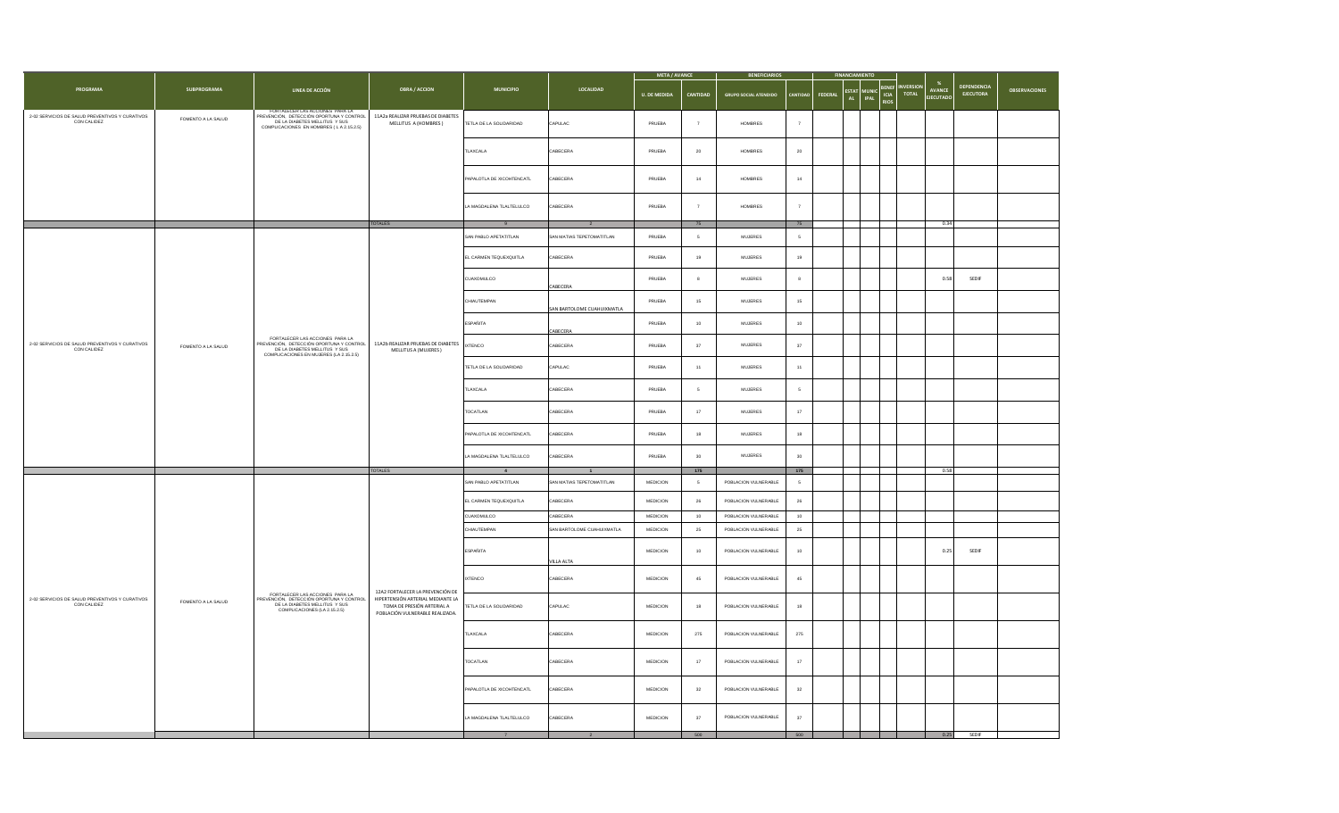| PROGRAMA | SUBPROGRAMA | LINEA DE ACCIÓN | OBRA / ACCION | MUNICIPIO | LOCALIDAD | META / AVANCE | | BENEFICIARIOS | | FINANCIAMIENTO | | | | INVERSION TOTAL | % AVANCE EJECUTADO | DEPENDENCIA EJECUTORA | OBSERVACIONES |
|---|---|---|---|---|---|---|---|---|---|---|---|---|---|---|---|---|---|
| | | | | | | U. DE MEDIDA | CANTIDAD | GRUPO SOCIAL ATENDIDO | CANTIDAD | FEDERAL | ESTATAL | MUNICIPAL | BENEFICIARIOS | | | | |
| 2-02 SERVICIOS DE SALUD PREVENTIVOS Y CURATIVOS CON CALIDEZ | FOMENTO A LA SALUD | FORTALECER LAS ACCIONES PARA LA PREVENCIÓN, DETECCIÓN OPORTUNA Y CONTROL DE LA DIABETES MELLITUS Y SUS COMPLICACIONES EN HOMBRES ( L A 2.15.2.5) | 11A2a REALIZAR PRUEBAS DE DIABETES MELLITUS A (HOMBRES ) | TETLA DE LA SOLIDARIDAD | CAPULAC | PRUEBA | 7 | HOMBRES | 7 | | | | | | | | |
| | | | | TLAXCALA | CABECERA | PRUEBA | 20 | HOMBRES | 20 | | | | | | | | |
| | | | | PAPALOTLA DE XICOHTENCATL | CABECERA | PRUEBA | 14 | HOMBRES | 14 | | | | | | | | |
| | | | | LA MAGDALENA TLALTELULCO | CABECERA | PRUEBA | 7 | HOMBRES | 7 | | | | | | | | |
| | | | TOTALES | 9 | 2 | | 75 | | 75 | | | | | | 0.34 | | |
| 2-02 SERVICIOS DE SALUD PREVENTIVOS Y CURATIVOS CON CALIDEZ | FOMENTO A LA SALUD | FORTALECER LAS ACCIONES PARA LA PREVENCIÓN, DETECCIÓN OPORTUNA Y CONTROL DE LA DIABETES MELLITUS Y SUS COMPLICACIONES EN MUJERES (LA 2.15.2.5) | 11A2b REALIZAR PRUEBAS DE DIABETES MELLITUS A (MUJERES ) | SAN PABLO APETATITLAN | SAN MATIAS TEPETOMATITLAN | PRUEBA | 5 | MUJERES | 5 | | | | | | | | |
| | | | | EL CARMEN TEQUEXQUITLA | CABECERA | PRUEBA | 19 | MUJERES | 19 | | | | | | | | |
| | | | | CUAXOMULCO | CABECERA | PRUEBA | 9 | MUJERES | 9 | | | | | | 0.58 | SEDIF | |
| | | | | CHIAUTEMPAN | SAN BARTOLOME CUAHUIXMATLA | PRUEBA | 15 | MUJERES | 15 | | | | | | | | |
| | | | | ESPAÑITA | CABECERA | PRUEBA | 10 | MUJERES | 10 | | | | | | | | |
| | | | | IXTENCO | CABECERA | PRUEBA | 37 | MUJERES | 37 | | | | | | | | |
| | | | | TETLA DE LA SOLIDARIDAD | CAPULAC | PRUEBA | 11 | MUJERES | 11 | | | | | | | | |
| | | | | TLAXCALA | CABECERA | PRUEBA | 5 | MUJERES | 5 | | | | | | | | |
| | | | | TOCATLAN | CABECERA | PRUEBA | 17 | MUJERES | 17 | | | | | | | | |
| | | | | PAPALOTLA DE XICOHTENCATL | CABECERA | PRUEBA | 18 | MUJERES | 18 | | | | | | | | |
| | | | | LA MAGDALENA TLALTELULCO | CABECERA | PRUEBA | 30 | MUJERES | 30 | | | | | | | | |
| | | | TOTALES | 4 | 1 | | 175 | | 175 | | | | | | 0.58 | | |
| 2-02 SERVICIOS DE SALUD PREVENTIVOS Y CURATIVOS CON CALIDEZ | FOMENTO A LA SALUD | FORTALECER LAS ACCIONES PARA LA PREVENCIÓN, DETECCIÓN OPORTUNA Y CONTROL DE LA DIABETES MELLITUS Y SUS COMPLICACIONES (LA 2.15.2.5) | 12A2 FORTALECER LA PREVENCIÓN DE HIPERTENSIÓN ARTERIAL MEDIANTE LA TOMA DE PRESIÓN ARTERIAL A POBLACIÓN VULNERABLE REALIZADA. | SAN PABLO APETATITLAN | SAN MATIAS TEPETOMATITLAN | MEDICION | 5 | POBLACION VULNERABLE | 5 | | | | | | | | |
| | | | | EL CARMEN TEQUEXQUITLA | CABECERA | MEDICION | 26 | POBLACION VULNERABLE | 26 | | | | | | | | |
| | | | | CUAXOMULCO | CABECERA | MEDICION | 10 | POBLACION VULNERABLE | 10 | | | | | | | | |
| | | | | CHIAUTEMPAN | SAN BARTOLOME CUAHUIXMATLA | MEDICION | 25 | POBLACION VULNERABLE | 25 | | | | | | | | |
| | | | | ESPAÑITA | VILLA ALTA | MEDICION | 10 | POBLACION VULNERABLE | 10 | | | | | | 0.25 | SEDIF | |
| | | | | IXTENCO | CABECERA | MEDICION | 45 | POBLACION VULNERABLE | 45 | | | | | | | | |
| | | | | TETLA DE LA SOLIDARIDAD | CAPULAC | MEDICION | 18 | POBLACION VULNERABLE | 18 | | | | | | | | |
| | | | | TLAXCALA | CABECERA | MEDICION | 275 | POBLACION VULNERABLE | 275 | | | | | | | | |
| | | | | TOCATLAN | CABECERA | MEDICION | 17 | POBLACION VULNERABLE | 17 | | | | | | | | |
| | | | | PAPALOTLA DE XICOHTENCATL | CABECERA | MEDICION | 32 | POBLACION VULNERABLE | 32 | | | | | | | | |
| | | | | LA MAGDALENA TLALTELULCO | CABECERA | MEDICION | 37 | POBLACION VULNERABLE | 37 | | | | | | | | |
| | | | | 7 | 2 | | 500 | | 500 | | | | | | 0.25 | SEDIF | |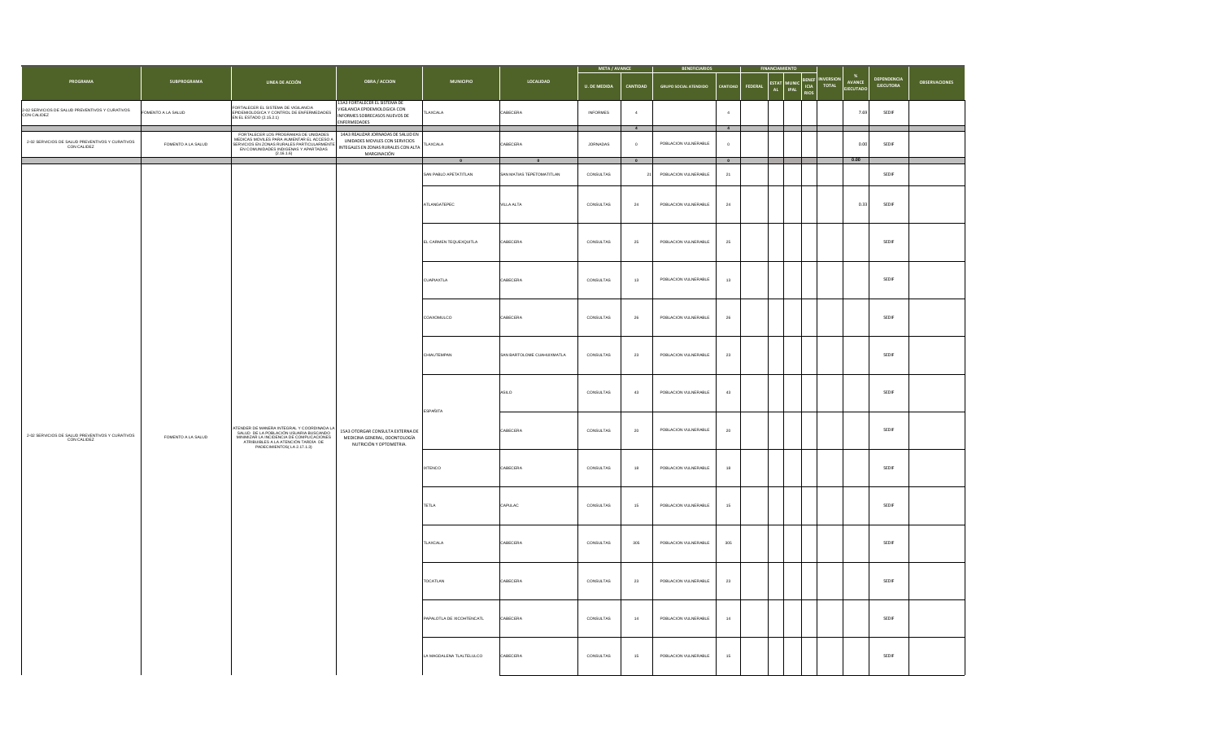| PROGRAMA | SUBPROGRAMA | LINEA DE ACCIÓN | OBRA / ACCION | MUNICIPIO | LOCALIDAD | META / AVANCE | | BENEFICIARIOS | | FINANCIAMIENTO | | | | INVERSION TOTAL | % AVANCE EJECUTADO | DEPENDENCIA EJECUTORA | OBSERVACIONES |
|---|---|---|---|---|---|---|---|---|---|---|---|---|---|---|---|---|---|
| | | | | | | U. DE MEDIDA | CANTIDAD | GRUPO SOCIAL ATENDIDO | CANTIDAD | FEDERAL | ESTATAL | MUNICIPAL | BENEFICIARIOS | | | | |
| 2-02 SERVICIOS DE SALUD PREVENTIVOS Y CURATIVOS CON CALIDEZ | FOMENTO A LA SALUD | FORTALECER EL SISTEMA DE VIGILANCIA EPIDEMIOLOGICA Y CONTROL DE ENFERMEDADES EN EL ESTADO (2.15.2.1) | 13A3 FORTALECER EL SISTEMA DE VIGILANCIA EPIDEMIOLOGICA CON INFORMES SOBRECASOS NUEVOS DE ENFERMEDADES | TLAXCALA | CABECERA | INFORMES | 4 | | 4 | | | | | | 7.69 | SEDIF | |
| | | | | | | | 4 | | 4 | | | | | | | | |
| 2-02 SERVICIOS DE SALUD PREVENTIVOS Y CURATIVOS CON CALIDEZ | FOMENTO A LA SALUD | FORTALECER LOS PROGRAMAS DE UNIDADES MEDICAS MOVILES PARA AUMENTAR EL ACCESO A SERVICIOS EN ZONAS RURALES PARTICULARMENTE EN COMUNIDADES INDIGENAS Y APARTADAS (2.16.1.6) | 14A3 REALIZAR JORNADAS DE SALUD EN UNIDADES MOVILES CON SERVICIOS INTEGALES EN ZONAS RURALES CON ALTA MARGINACIÓN | TLAXCALA | CABECERA | JORNADAS | 0 | POBLACION VULNERABLE | 0 | | | | | | 0.00 | SEDIF | |
| | | | 0 | 0 | | | 0 | | 0 | | | | | | 0.00 | | |
| 2-02 SERVICIOS DE SALUD PREVENTIVOS Y CURATIVOS CON CALIDEZ | FOMENTO A LA SALUD | ATENDER DE MANERA INTEGRAL Y COORDINADA LA SALUD DE LA POBLACIÓN USUARIA BUSCANDO MINIMIZAR LA INCIDENCIA DE COMPLICACIONES ATRIBUIBLES A LA ATENCIÓN TARDÍA DE PADECIMIENTOS( LA 2.17.1.2) | 15A3 OTORGAR CONSULTA EXTERNA DE MEDICINA GENERAL, ODONTOLOGÍA NUTRICIÓN Y OPTOMETRIA. | SAN PABLO APETATITLAN | SAN MATIAS TEPETOMATITLAN | CONSULTAS | 21 | POBLACION VULNERABLE | 21 | | | | | | | SEDIF | |
| | | | | ATLANGATEPEC | VILLA ALTA | CONSULTAS | 24 | POBLACION VULNERABLE | 24 | | | | | | 0.33 | SEDIF | |
| | | | | EL CARMEN TEQUEXQUITLA | CABECERA | CONSULTAS | 25 | POBLACION VULNERABLE | 25 | | | | | | | SEDIF | |
| | | | | CUAPIAXTLA | CABECERA | CONSULTAS | 13 | POBLACION VULNERABLE | 13 | | | | | | | SEDIF | |
| | | | | COAXOMULCO | CABECERA | CONSULTAS | 26 | POBLACION VULNERABLE | 26 | | | | | | | SEDIF | |
| | | | | CHIAUTEMPAN | SAN BARTOLOME CUAHUIXMATLA | CONSULTAS | 23 | POBLACION VULNERABLE | 23 | | | | | | | SEDIF | |
| | | | | ESPAÑITA | ASILO | CONSULTAS | 43 | POBLACION VULNERABLE | 43 | | | | | | | SEDIF | |
| | | | | | CABECERA | CONSULTAS | 20 | POBLACION VULNERABLE | 20 | | | | | | | SEDIF | |
| | | | | IXTENCO | CABECERA | CONSULTAS | 18 | POBLACION VULNERABLE | 18 | | | | | | | SEDIF | |
| | | | | TETLA | CAPULAC | CONSULTAS | 15 | POBLACION VULNERABLE | 15 | | | | | | | SEDIF | |
| | | | | TLAXCALA | CABECERA | CONSULTAS | 305 | POBLACION VULNERABLE | 305 | | | | | | | SEDIF | |
| | | | | TOCATLAN | CABECERA | CONSULTAS | 23 | POBLACION VULNERABLE | 23 | | | | | | | SEDIF | |
| | | | | PAPALOTLA DE XICOHTENCATL | CABECERA | CONSULTAS | 14 | POBLACION VULNERABLE | 14 | | | | | | | SEDIF | |
| | | | | LA MAGDALENA TLALTELULCO | CABECERA | CONSULTAS | 15 | POBLACION VULNERABLE | 15 | | | | | | | SEDIF | |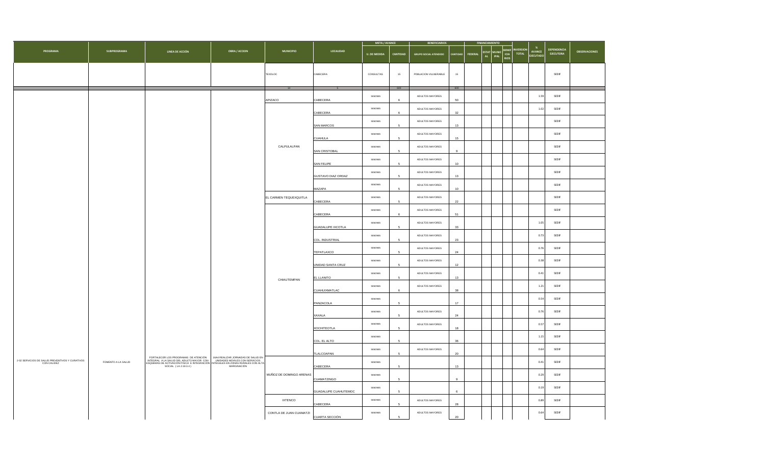| PROGRAMA | SUBPROGRAMA | LINEA DE ACCIÓN | OBRA / ACCION | MUNICIPIO | LOCALIDAD | META / AVANCE | | BENEFICIARIOS | | FINANCIAMIENTO | | | | INVERSION TOTAL | % AVANCE EJECUTADO | DEPENDENCIA EJECUTORA | OBSERVACIONES |
|---|---|---|---|---|---|---|---|---|---|---|---|---|---|---|---|---|---|
| | | | | | | U. DE MEDIDA | CANTIDAD | GRUPO SOCIAL ATENDIDO | CANTIDAD | FEDERAL | ESTATAL | MUNICIPAL | BENEFICIARIOS | | | | |
| | | | | TEXOLOC | CABECERA | CONSULTAS | 15 | POBLACION VULNERABLE | 15 | | | | | | | SEDIF | |
| | | | | 14 | 5 | | 600 | | 600 | | | | | | | | |
| 2-02 SERVICIOS DE SALUD PREVENTIVOS Y CURATIVOS CON CALIDEZ | FOMENTO A LA SALUD | FORTALECER LOS PROGRAMAS DE ATENCIÓN INTEGRAL A LA SALUD DEL ADULTO MAYOR CON ESQUEMAS DE ACTIVACIÓN FÍSICA E INTEGRACIÓN SOCIAL ( LA 2.18.2.4 ) | 15A4 REALIZAR JORNADAS DE SALUD EN UNIDADES MOVILES CON SERVICIOS INTEGRALES EN ZONAS RURALES CON ALTA MARGINACIÓN | APIZACO | CABECERA | SESIONES | 6 | ADULTOS MAYORES | 50 | | | | | | 1.59 | SEDIF | |
| | | | | CALPULALPAN | CABECERA | SESIONES | 6 | ADULTOS MAYORES | 32 | | | | | | 1.02 | SEDIF | |
| | | | | | SAN MARCOS | SESIONES | 5 | ADULTOS MAYORES | 13 | | | | | | | SEDIF | |
| | | | | | CUAHULA | SESIONES | 5 | ADULTOS MAYORES | 15 | | | | | | | SEDIF | |
| | | | | | SAN CRISTOBAL | SESIONES | 5 | ADULTOS MAYORES | 9 | | | | | | | SEDIF | |
| | | | | | SAN FELIPE | SESIONES | 5 | ADULTOS MAYORES | 10 | | | | | | | SEDIF | |
| | | | | | GUSTAVO DIAZ ORDAZ | SESIONES | 5 | ADULTOS MAYORES | 13 | | | | | | | SEDIF | |
| | | | | | MAZAPA | SESIONES | 5 | ADULTOS MAYORES | 10 | | | | | | | SEDIF | |
| | | | | EL CARMEN TEQUEXQUITLA | CABECERA | SESIONES | 5 | ADULTOS MAYORES | 22 | | | | | | | SEDIF | |
| | | | | CHIAUTEMPAN | CABECERA | SESIONES | 6 | ADULTOS MAYORES | 51 | | | | | | | SEDIF | |
| | | | | | GUADALUPE IXCOTLA | SESIONES | 5 | ADULTOS MAYORES | 33 | | | | | | 1.05 | SEDIF | |
| | | | | | COL. INDUSTRIAL | SESIONES | 5 | ADULTOS MAYORES | 23 | | | | | | 0.73 | SEDIF | |
| | | | | | TEPATLAXCO | SESIONES | 5 | ADULTOS MAYORES | 24 | | | | | | 0.76 | SEDIF | |
| | | | | | UNIDAD SANTA CRUZ | SESIONES | 5 | ADULTOS MAYORES | 12 | | | | | | 0.38 | SEDIF | |
| | | | | | EL LLANITO | SESIONES | 5 | ADULTOS MAYORES | 13 | | | | | | 0.41 | SEDIF | |
| | | | | | CUAHUIXMATLAC | SESIONES | 6 | ADULTOS MAYORES | 38 | | | | | | 1.21 | SEDIF | |
| | | | | | PANZACOLA | SESIONES | 5 | | 17 | | | | | | 0.54 | SEDIF | |
| | | | | | XAXALA | SESIONES | 5 | ADULTOS MAYORES | 24 | | | | | | 0.76 | SEDIF | |
| | | | | | XOCHITEOTLA | SESIONES | 5 | ADULTOS MAYORES | 18 | | | | | | 0.57 | SEDIF | |
| | | | | | COL. EL ALTO | SESIONES | 5 | | 36 | | | | | | 1.15 | SEDIF | |
| | | | | | TLALCOAPAN | SESIONES | 5 | ADULTOS MAYORES | 20 | | | | | | 0.64 | SEDIF | |
| | | | | MUÑOZ DE DOMINGO ARENAS | CABECERA | SESIONES | 5 | | 13 | | | | | | 0.41 | SEDIF | |
| | | | | | CUAMATZINGO | SESIONES | 5 | | 9 | | | | | | 0.29 | SEDIF | |
| | | | | | GUADALUPE CUAHUTEMOC | SESIONES | 5 | | 6 | | | | | | 0.19 | SEDIF | |
| | | | | IXTENCO | CABECERA | SESIONES | 5 | ADULTOS MAYORES | 28 | | | | | | 0.89 | SEDIF | |
| | | | | CONTLA DE JUAN CUAMATZI | CUARTA SECCIÓN | SESIONES | 5 | ADULTOS MAYORES | 20 | | | | | | 0.64 | SEDIF | |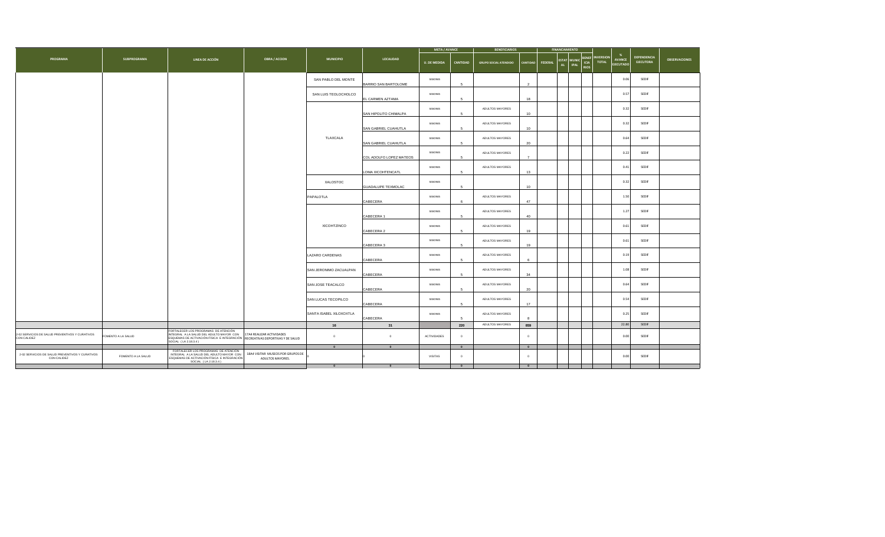| PROGRAMA | SUBPROGRAMA | LINEA DE ACCIÓN | OBRA / ACCION | MUNICIPIO | LOCALIDAD | META / AVANCE | | BENEFICIARIOS | | FINANCIAMIENTO | | | | INVERSION TOTAL | % AVANCE EJECUTADO | DEPENDENCIA EJECUTORA | OBSERVACIONES |
|---|---|---|---|---|---|---|---|---|---|---|---|---|---|---|---|---|---|
| | | | | | | U. DE MEDIDA | CANTIDAD | GRUPO SOCIAL ATENDIDO | CANTIDAD | FEDERAL | ESTATAL | MUNICIPAL | BENEFICIARIOS | | | | |
| | | | | SAN PABLO DEL MONTE | BARRIO SAN BARTOLOME | SESIONES | 5 | | 2 | | | | | | 0.06 | SEDIF | |
| | | | | SAN LUIS TEOLOCHOLCO | EL CARMEN AZTAMA | SESIONES | 5 | | 18 | | | | | | 0.57 | SEDIF | |
| | | | | TLAXCALA | SAN HIPOLITO CHIMALPA | SESIONES | 5 | ADULTOS MAYORES | 10 | | | | | | 0.32 | SEDIF | |
| | | | | | SAN GABRIEL CUAHUTLA | SESIONES | 5 | ADULTOS MAYORES | 10 | | | | | | 0.32 | SEDIF | |
| | | | | | SAN GABRIEL CUAHUTLA | SESIONES | 5 | ADULTOS MAYORES | 20 | | | | | | 0.64 | SEDIF | |
| | | | | | COL ADOLFO LOPEZ MATEOS | SESIONES | 5 | ADULTOS MAYORES | 7 | | | | | | 0.22 | SEDIF | |
| | | | | | LOMA XICOHTENCATL | SESIONES | 5 | ADULTOS MAYORES | 13 | | | | | | 0.41 | SEDIF | |
| | | | | XALOSTOC | GUADALUPE TEXMOLAC | SESIONES | 5 | | 10 | | | | | | 0.32 | SEDIF | |
| | | | | PAPALOTLA | CABECERA | SESIONES | 6 | ADULTOS MAYORES | 47 | | | | | | 1.50 | SEDIF | |
| | | | | XICOHTZINCO | CABECERA 1 | SESIONES | 5 | ADULTOS MAYORES | 40 | | | | | | 1.27 | SEDIF | |
| | | | | | CABECERA 2 | SESIONES | 5 | ADULTOS MAYORES | 19 | | | | | | 0.61 | SEDIF | |
| | | | | | CABECERA 3 | SESIONES | 5 | ADULTOS MAYORES | 19 | | | | | | 0.61 | SEDIF | |
| | | | | LAZARO CARDENAS | CABECERA | SESIONES | 5 | ADULTOS MAYORES | 6 | | | | | | 0.19 | SEDIF | |
| | | | | SAN JERONIMO ZACUALPAN | CABECERA | SESIONES | 5 | ADULTOS MAYORES | 34 | | | | | | 1.08 | SEDIF | |
| | | | | SAN JOSE TEACALCO | CABECERA | SESIONES | 5 | ADULTOS MAYORES | 20 | | | | | | 0.64 | SEDIF | |
| | | | | SAN LUCAS TECOPILCO | CABECERA | SESIONES | 5 | ADULTOS MAYORES | 17 | | | | | | 0.54 | SEDIF | |
| | | | | SANTA ISABEL XILOXOXTLA | CABECERA | SESIONES | 5 | ADULTOS MAYORES | 8 | | | | | | 0.25 | SEDIF | |
| | | | | 16 | 31 | | 220 | ADULTOS MAYORES | 859 | | | | | | 22.80 | SEDIF | |
| 2-02 SERVICIOS DE SALUD PREVENTIVOS Y CURATIVOS CON CALIDEZ | FOMENTO A LA SALUD | FORTALECER LOS PROGRAMAS DE ATENCIÓN INTEGRAL A LA SALUD DEL ADULTO MAYOR CON ESQUEMAS DE ACTIVACIÓN FÍSICA E INTEGRACIÓN SOCIAL ( LA 2.16.3.4 ) | 1743 REALIZAR ACTIVIDADES RECREATIVAS DEPORTIVAS Y DE SALUD | 0 | 0 | ACTIVIDADES | 0 | | 0 | | | | | | 0.00 | SEDIF | |
| | | | | 0 | 0 | | 0 | | 0 | | | | | | | | |
| 2-02 SERVICIOS DE SALUD PREVENTIVOS Y CURATIVOS CON CALIDEZ | FOMENTO A LA SALUD | FORTALECER LOS PROGRAMAS DE ATENCIÓN INTEGRAL A LA SALUD DEL ADULTO MAYOR CON ESQUEMAS DE ACTIVACIÓN FÍSICA E INTEGRACIÓN SOCIAL ( LA 2.16.3.4 ) | 1844 VISITAR MUSEOS POR GRUPOS DE ADULTOS MAYORES. | 0 | 0 | VISITAS | 0 | | 0 | | | | | | 0.00 | SEDIF | |
| | | | | 0 | 0 | | 0 | | 0 | | | | | | | | |